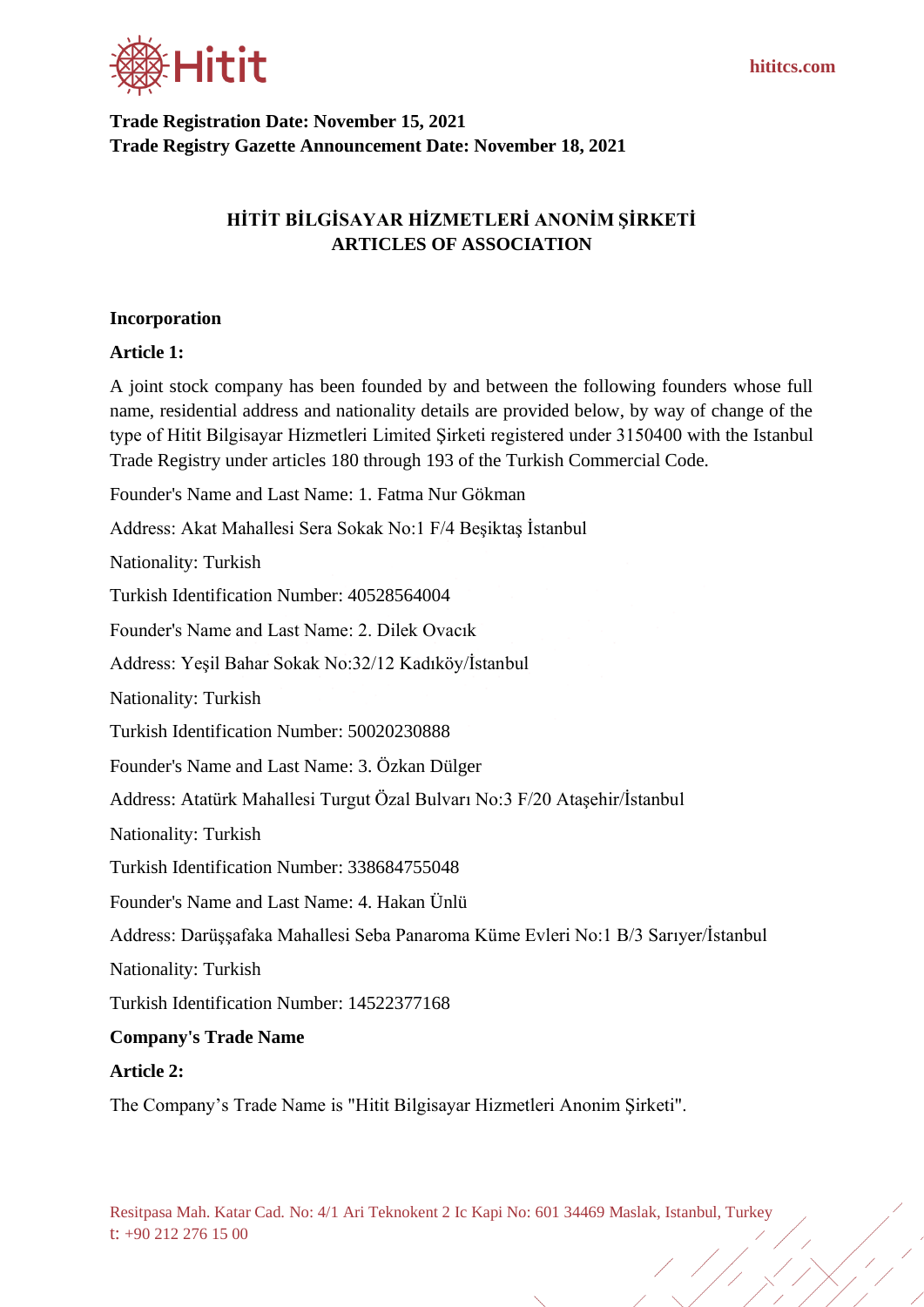**Trade Registration Date: November 15, 2021**
**Trade Registry Gazette Announcement Date: November 18, 2021**

# HİTİT BİLGİSAYAR HİZMETLERİ ANONİM ŞİRKETİ ARTICLES OF ASSOCIATION

**Incorporation**

**Article 1:**

A joint stock company has been founded by and between the following founders whose full name, residential address and nationality details are provided below, by way of change of the type of Hitit Bilgisayar Hizmetleri Limited Şirketi registered under 3150400 with the Istanbul Trade Registry under articles 180 through 193 of the Turkish Commercial Code.

Founder's Name and Last Name: 1. Fatma Nur Gökman

Address: Akat Mahallesi Sera Sokak No:1 F/4 Beşiktaş İstanbul

Nationality: Turkish

Turkish Identification Number: 40528564004

Founder's Name and Last Name: 2. Dilek Ovacık

Address: Yeşil Bahar Sokak No:32/12 Kadıköy/İstanbul

Nationality: Turkish

Turkish Identification Number: 50020230888

Founder's Name and Last Name: 3. Özkan Dülger

Address: Atatürk Mahallesi Turgut Özal Bulvarı No:3 F/20 Ataşehir/İstanbul

Nationality: Turkish

Turkish Identification Number: 338684755048

Founder's Name and Last Name: 4. Hakan Ünlü

Address: Darüşşafaka Mahallesi Seba Panaroma Küme Evleri No:1 B/3 Sarıyer/İstanbul

Nationality: Turkish

Turkish Identification Number: 14522377168

**Company's Trade Name**

**Article 2:**

The Company's Trade Name is "Hitit Bilgisayar Hizmetleri Anonim Şirketi".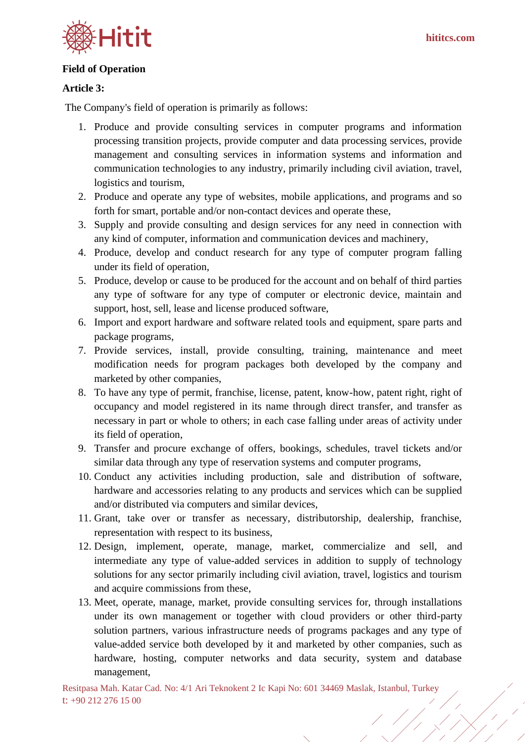**Field of Operation**

**Article 3:**

The Company's field of operation is primarily as follows:

1. Produce and provide consulting services in computer programs and information processing transition projects, provide computer and data processing services, provide management and consulting services in information systems and information and communication technologies to any industry, primarily including civil aviation, travel, logistics and tourism,
2. Produce and operate any type of websites, mobile applications, and programs and so forth for smart, portable and/or non-contact devices and operate these,
3. Supply and provide consulting and design services for any need in connection with any kind of computer, information and communication devices and machinery,
4. Produce, develop and conduct research for any type of computer program falling under its field of operation,
5. Produce, develop or cause to be produced for the account and on behalf of third parties any type of software for any type of computer or electronic device, maintain and support, host, sell, lease and license produced software,
6. Import and export hardware and software related tools and equipment, spare parts and package programs,
7. Provide services, install, provide consulting, training, maintenance and meet modification needs for program packages both developed by the company and marketed by other companies,
8. To have any type of permit, franchise, license, patent, know-how, patent right, right of occupancy and model registered in its name through direct transfer, and transfer as necessary in part or whole to others; in each case falling under areas of activity under its field of operation,
9. Transfer and procure exchange of offers, bookings, schedules, travel tickets and/or similar data through any type of reservation systems and computer programs,
10. Conduct any activities including production, sale and distribution of software, hardware and accessories relating to any products and services which can be supplied and/or distributed via computers and similar devices,
11. Grant, take over or transfer as necessary, distributorship, dealership, franchise, representation with respect to its business,
12. Design, implement, operate, manage, market, commercialize and sell, and intermediate any type of value-added services in addition to supply of technology solutions for any sector primarily including civil aviation, travel, logistics and tourism and acquire commissions from these,
13. Meet, operate, manage, market, provide consulting services for, through installations under its own management or together with cloud providers or other third-party solution partners, various infrastructure needs of programs packages and any type of value-added service both developed by it and marketed by other companies, such as hardware, hosting, computer networks and data security, system and database management,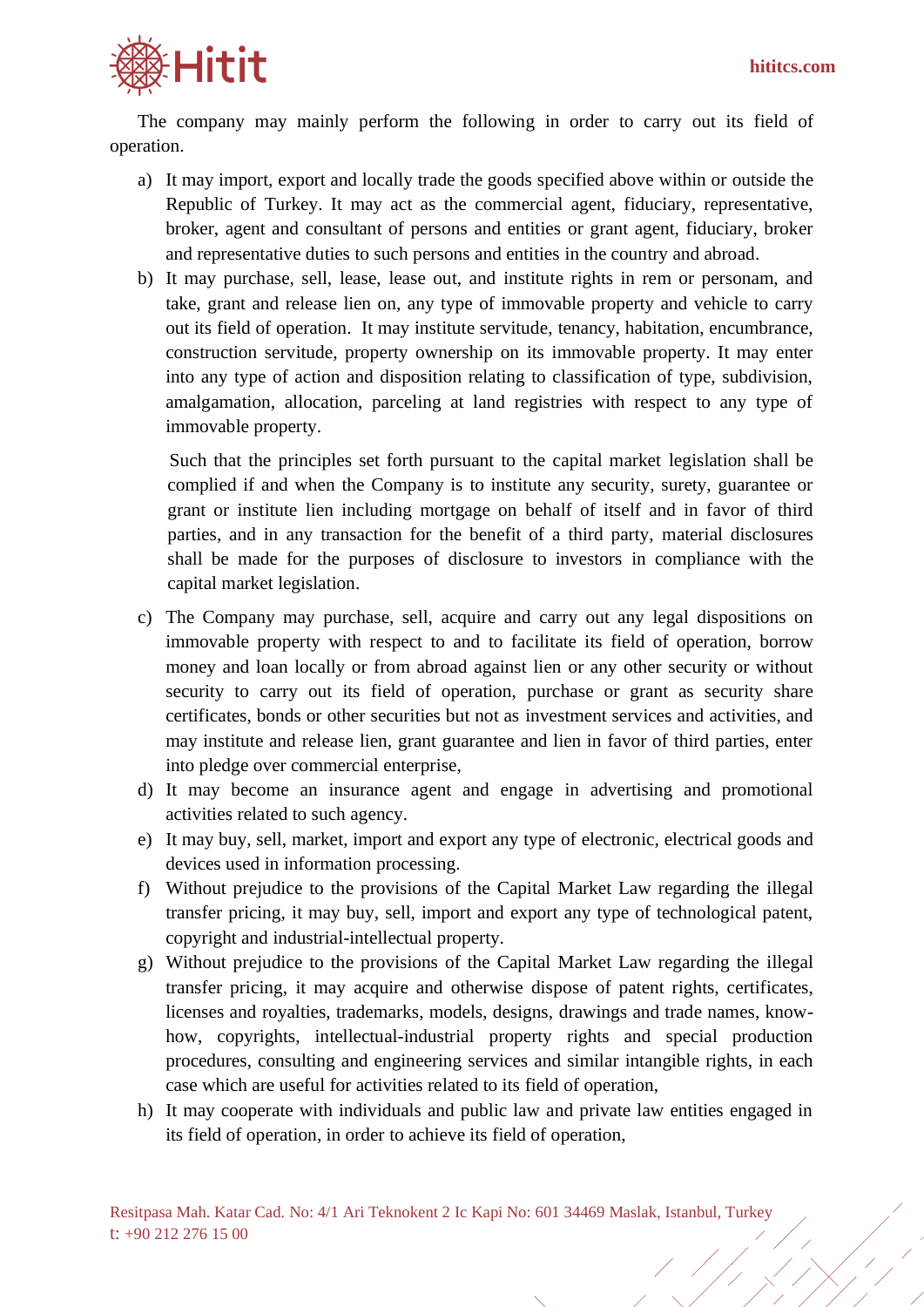The company may mainly perform the following in order to carry out its field of operation.

a) It may import, export and locally trade the goods specified above within or outside the Republic of Turkey. It may act as the commercial agent, fiduciary, representative, broker, agent and consultant of persons and entities or grant agent, fiduciary, broker and representative duties to such persons and entities in the country and abroad.

b) It may purchase, sell, lease, lease out, and institute rights in rem or personam, and take, grant and release lien on, any type of immovable property and vehicle to carry out its field of operation. It may institute servitude, tenancy, habitation, encumbrance, construction servitude, property ownership on its immovable property. It may enter into any type of action and disposition relating to classification of type, subdivision, amalgamation, allocation, parceling at land registries with respect to any type of immovable property.

   Such that the principles set forth pursuant to the capital market legislation shall be complied if and when the Company is to institute any security, surety, guarantee or grant or institute lien including mortgage on behalf of itself and in favor of third parties, and in any transaction for the benefit of a third party, material disclosures shall be made for the purposes of disclosure to investors in compliance with the capital market legislation.

c) The Company may purchase, sell, acquire and carry out any legal dispositions on immovable property with respect to and to facilitate its field of operation, borrow money and loan locally or from abroad against lien or any other security or without security to carry out its field of operation, purchase or grant as security share certificates, bonds or other securities but not as investment services and activities, and may institute and release lien, grant guarantee and lien in favor of third parties, enter into pledge over commercial enterprise,

d) It may become an insurance agent and engage in advertising and promotional activities related to such agency.

e) It may buy, sell, market, import and export any type of electronic, electrical goods and devices used in information processing.

f) Without prejudice to the provisions of the Capital Market Law regarding the illegal transfer pricing, it may buy, sell, import and export any type of technological patent, copyright and industrial-intellectual property.

g) Without prejudice to the provisions of the Capital Market Law regarding the illegal transfer pricing, it may acquire and otherwise dispose of patent rights, certificates, licenses and royalties, trademarks, models, designs, drawings and trade names, know-how, copyrights, intellectual-industrial property rights and special production procedures, consulting and engineering services and similar intangible rights, in each case which are useful for activities related to its field of operation,

h) It may cooperate with individuals and public law and private law entities engaged in its field of operation, in order to achieve its field of operation,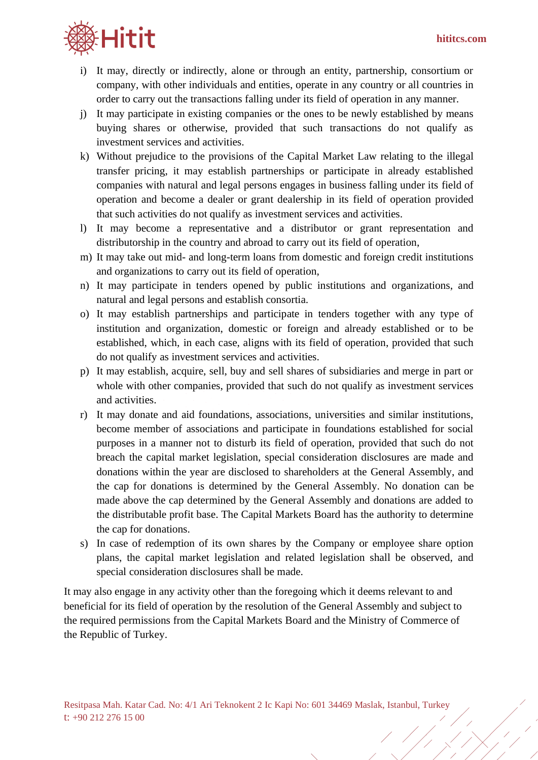i) It may, directly or indirectly, alone or through an entity, partnership, consortium or company, with other individuals and entities, operate in any country or all countries in order to carry out the transactions falling under its field of operation in any manner.

j) It may participate in existing companies or the ones to be newly established by means buying shares or otherwise, provided that such transactions do not qualify as investment services and activities.

k) Without prejudice to the provisions of the Capital Market Law relating to the illegal transfer pricing, it may establish partnerships or participate in already established companies with natural and legal persons engages in business falling under its field of operation and become a dealer or grant dealership in its field of operation provided that such activities do not qualify as investment services and activities.

l) It may become a representative and a distributor or grant representation and distributorship in the country and abroad to carry out its field of operation,

m) It may take out mid- and long-term loans from domestic and foreign credit institutions and organizations to carry out its field of operation,

n) It may participate in tenders opened by public institutions and organizations, and natural and legal persons and establish consortia.

o) It may establish partnerships and participate in tenders together with any type of institution and organization, domestic or foreign and already established or to be established, which, in each case, aligns with its field of operation, provided that such do not qualify as investment services and activities.

p) It may establish, acquire, sell, buy and sell shares of subsidiaries and merge in part or whole with other companies, provided that such do not qualify as investment services and activities.

r) It may donate and aid foundations, associations, universities and similar institutions, become member of associations and participate in foundations established for social purposes in a manner not to disturb its field of operation, provided that such do not breach the capital market legislation, special consideration disclosures are made and donations within the year are disclosed to shareholders at the General Assembly, and the cap for donations is determined by the General Assembly. No donation can be made above the cap determined by the General Assembly and donations are added to the distributable profit base. The Capital Markets Board has the authority to determine the cap for donations.

s) In case of redemption of its own shares by the Company or employee share option plans, the capital market legislation and related legislation shall be observed, and special consideration disclosures shall be made.

It may also engage in any activity other than the foregoing which it deems relevant to and beneficial for its field of operation by the resolution of the General Assembly and subject to the required permissions from the Capital Markets Board and the Ministry of Commerce of the Republic of Turkey.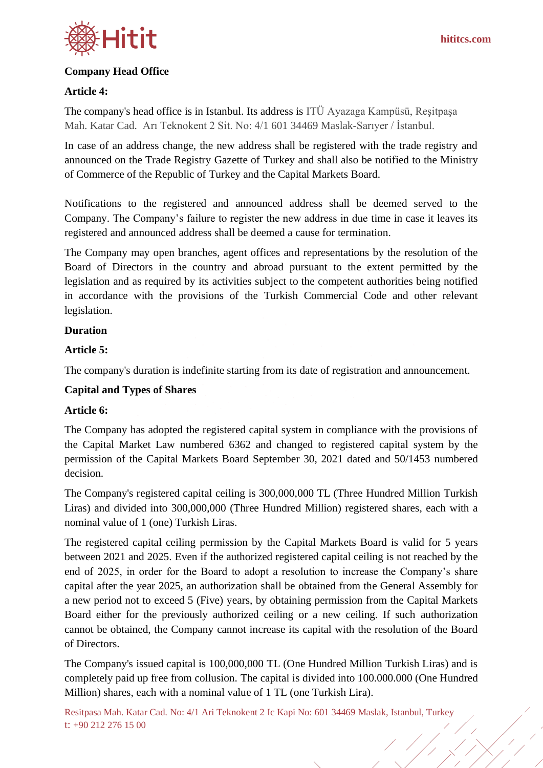**Company Head Office**

**Article 4:**

The company's head office is in Istanbul. Its address is ITÜ Ayazaga Kampüsü, Reşitpaşa Mah. Katar Cad. Arı Teknokent 2 Sit. No: 4/1 601 34469 Maslak-Sarıyer / İstanbul.

In case of an address change, the new address shall be registered with the trade registry and announced on the Trade Registry Gazette of Turkey and shall also be notified to the Ministry of Commerce of the Republic of Turkey and the Capital Markets Board.

Notifications to the registered and announced address shall be deemed served to the Company. The Company's failure to register the new address in due time in case it leaves its registered and announced address shall be deemed a cause for termination.

The Company may open branches, agent offices and representations by the resolution of the Board of Directors in the country and abroad pursuant to the extent permitted by the legislation and as required by its activities subject to the competent authorities being notified in accordance with the provisions of the Turkish Commercial Code and other relevant legislation.

**Duration**

**Article 5:**

The company's duration is indefinite starting from its date of registration and announcement.

**Capital and Types of Shares**

**Article 6:**

The Company has adopted the registered capital system in compliance with the provisions of the Capital Market Law numbered 6362 and changed to registered capital system by the permission of the Capital Markets Board September 30, 2021 dated and 50/1453 numbered decision.

The Company's registered capital ceiling is 300,000,000 TL (Three Hundred Million Turkish Liras) and divided into 300,000,000 (Three Hundred Million) registered shares, each with a nominal value of 1 (one) Turkish Liras.

The registered capital ceiling permission by the Capital Markets Board is valid for 5 years between 2021 and 2025. Even if the authorized registered capital ceiling is not reached by the end of 2025, in order for the Board to adopt a resolution to increase the Company's share capital after the year 2025, an authorization shall be obtained from the General Assembly for a new period not to exceed 5 (Five) years, by obtaining permission from the Capital Markets Board either for the previously authorized ceiling or a new ceiling. If such authorization cannot be obtained, the Company cannot increase its capital with the resolution of the Board of Directors.

The Company's issued capital is 100,000,000 TL (One Hundred Million Turkish Liras) and is completely paid up free from collusion. The capital is divided into 100.000.000 (One Hundred Million) shares, each with a nominal value of 1 TL (one Turkish Lira).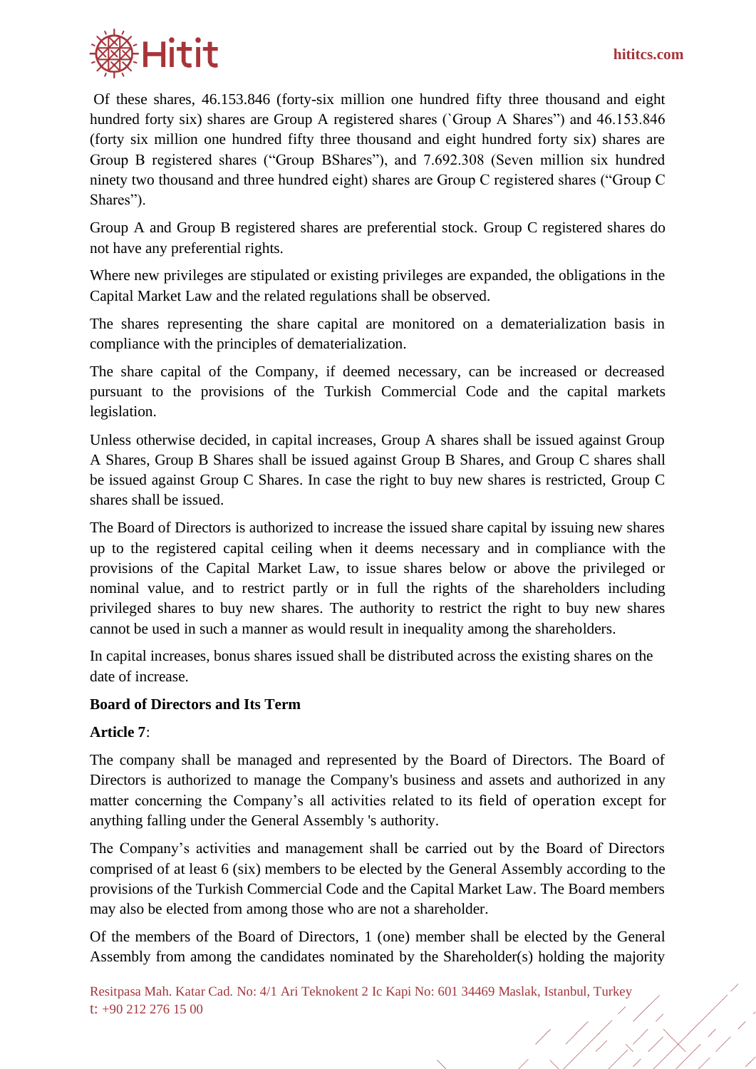Of these shares, 46.153.846 (forty-six million one hundred fifty three thousand and eight hundred forty six) shares are Group A registered shares (`Group A Shares") and 46.153.846 (forty six million one hundred fifty three thousand and eight hundred forty six) shares are Group B registered shares ("Group BShares"), and 7.692.308 (Seven million six hundred ninety two thousand and three hundred eight) shares are Group C registered shares ("Group C Shares").

Group A and Group B registered shares are preferential stock. Group C registered shares do not have any preferential rights.

Where new privileges are stipulated or existing privileges are expanded, the obligations in the Capital Market Law and the related regulations shall be observed.

The shares representing the share capital are monitored on a dematerialization basis in compliance with the principles of dematerialization.

The share capital of the Company, if deemed necessary, can be increased or decreased pursuant to the provisions of the Turkish Commercial Code and the capital markets legislation.

Unless otherwise decided, in capital increases, Group A shares shall be issued against Group A Shares, Group B Shares shall be issued against Group B Shares, and Group C shares shall be issued against Group C Shares. In case the right to buy new shares is restricted, Group C shares shall be issued.

The Board of Directors is authorized to increase the issued share capital by issuing new shares up to the registered capital ceiling when it deems necessary and in compliance with the provisions of the Capital Market Law, to issue shares below or above the privileged or nominal value, and to restrict partly or in full the rights of the shareholders including privileged shares to buy new shares. The authority to restrict the right to buy new shares cannot be used in such a manner as would result in inequality among the shareholders.

In capital increases, bonus shares issued shall be distributed across the existing shares on the date of increase.

**Board of Directors and Its Term**

**Article 7**:

The company shall be managed and represented by the Board of Directors. The Board of Directors is authorized to manage the Company's business and assets and authorized in any matter concerning the Company's all activities related to its field of operation except for anything falling under the General Assembly 's authority.

The Company's activities and management shall be carried out by the Board of Directors comprised of at least 6 (six) members to be elected by the General Assembly according to the provisions of the Turkish Commercial Code and the Capital Market Law. The Board members may also be elected from among those who are not a shareholder.

Of the members of the Board of Directors, 1 (one) member shall be elected by the General Assembly from among the candidates nominated by the Shareholder(s) holding the majority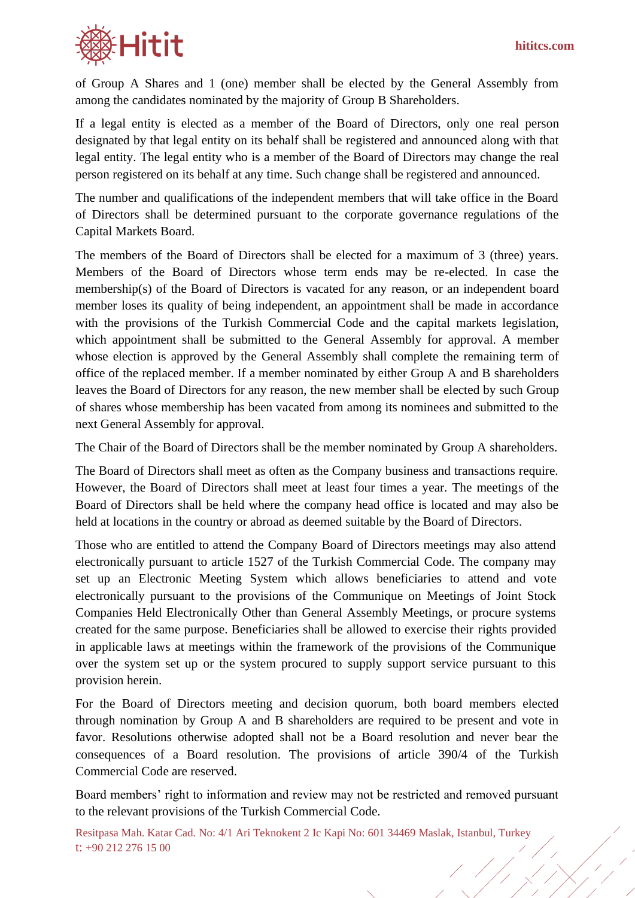of Group A Shares and 1 (one) member shall be elected by the General Assembly from among the candidates nominated by the majority of Group B Shareholders.

If a legal entity is elected as a member of the Board of Directors, only one real person designated by that legal entity on its behalf shall be registered and announced along with that legal entity. The legal entity who is a member of the Board of Directors may change the real person registered on its behalf at any time. Such change shall be registered and announced.

The number and qualifications of the independent members that will take office in the Board of Directors shall be determined pursuant to the corporate governance regulations of the Capital Markets Board.

The members of the Board of Directors shall be elected for a maximum of 3 (three) years. Members of the Board of Directors whose term ends may be re-elected. In case the membership(s) of the Board of Directors is vacated for any reason, or an independent board member loses its quality of being independent, an appointment shall be made in accordance with the provisions of the Turkish Commercial Code and the capital markets legislation, which appointment shall be submitted to the General Assembly for approval. A member whose election is approved by the General Assembly shall complete the remaining term of office of the replaced member. If a member nominated by either Group A and B shareholders leaves the Board of Directors for any reason, the new member shall be elected by such Group of shares whose membership has been vacated from among its nominees and submitted to the next General Assembly for approval.

The Chair of the Board of Directors shall be the member nominated by Group A shareholders.

The Board of Directors shall meet as often as the Company business and transactions require. However, the Board of Directors shall meet at least four times a year. The meetings of the Board of Directors shall be held where the company head office is located and may also be held at locations in the country or abroad as deemed suitable by the Board of Directors.

Those who are entitled to attend the Company Board of Directors meetings may also attend electronically pursuant to article 1527 of the Turkish Commercial Code. The company may set up an Electronic Meeting System which allows beneficiaries to attend and vote electronically pursuant to the provisions of the Communique on Meetings of Joint Stock Companies Held Electronically Other than General Assembly Meetings, or procure systems created for the same purpose. Beneficiaries shall be allowed to exercise their rights provided in applicable laws at meetings within the framework of the provisions of the Communique over the system set up or the system procured to supply support service pursuant to this provision herein.

For the Board of Directors meeting and decision quorum, both board members elected through nomination by Group A and B shareholders are required to be present and vote in favor. Resolutions otherwise adopted shall not be a Board resolution and never bear the consequences of a Board resolution. The provisions of article 390/4 of the Turkish Commercial Code are reserved.

Board members' right to information and review may not be restricted and removed pursuant to the relevant provisions of the Turkish Commercial Code.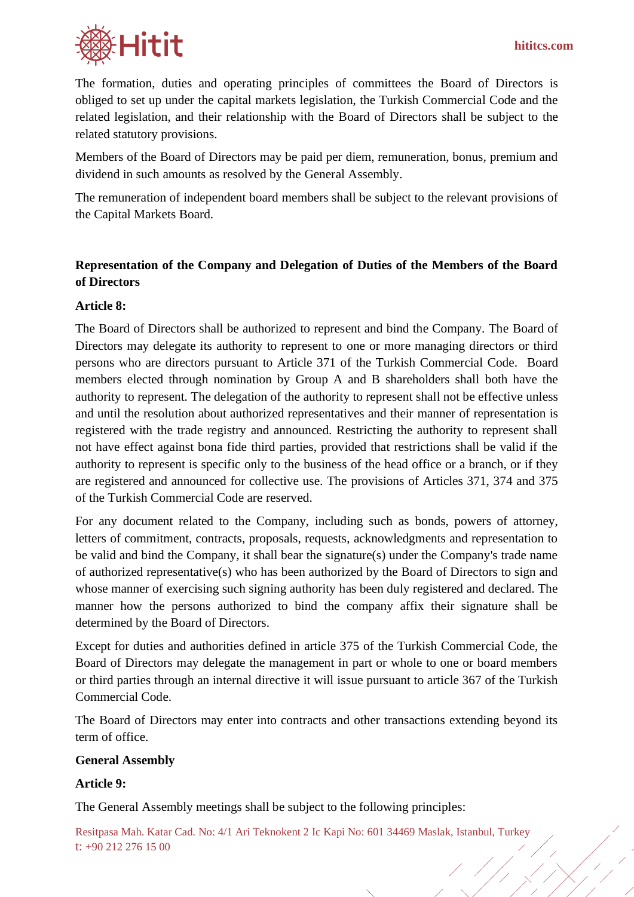The formation, duties and operating principles of committees the Board of Directors is obliged to set up under the capital markets legislation, the Turkish Commercial Code and the related legislation, and their relationship with the Board of Directors shall be subject to the related statutory provisions.

Members of the Board of Directors may be paid per diem, remuneration, bonus, premium and dividend in such amounts as resolved by the General Assembly.

The remuneration of independent board members shall be subject to the relevant provisions of the Capital Markets Board.

**Representation of the Company and Delegation of Duties of the Members of the Board of Directors**

**Article 8:**

The Board of Directors shall be authorized to represent and bind the Company. The Board of Directors may delegate its authority to represent to one or more managing directors or third persons who are directors pursuant to Article 371 of the Turkish Commercial Code. Board members elected through nomination by Group A and B shareholders shall both have the authority to represent. The delegation of the authority to represent shall not be effective unless and until the resolution about authorized representatives and their manner of representation is registered with the trade registry and announced. Restricting the authority to represent shall not have effect against bona fide third parties, provided that restrictions shall be valid if the authority to represent is specific only to the business of the head office or a branch, or if they are registered and announced for collective use. The provisions of Articles 371, 374 and 375 of the Turkish Commercial Code are reserved.

For any document related to the Company, including such as bonds, powers of attorney, letters of commitment, contracts, proposals, requests, acknowledgments and representation to be valid and bind the Company, it shall bear the signature(s) under the Company's trade name of authorized representative(s) who has been authorized by the Board of Directors to sign and whose manner of exercising such signing authority has been duly registered and declared. The manner how the persons authorized to bind the company affix their signature shall be determined by the Board of Directors.

Except for duties and authorities defined in article 375 of the Turkish Commercial Code, the Board of Directors may delegate the management in part or whole to one or board members or third parties through an internal directive it will issue pursuant to article 367 of the Turkish Commercial Code.

The Board of Directors may enter into contracts and other transactions extending beyond its term of office.

**General Assembly**

**Article 9:**

The General Assembly meetings shall be subject to the following principles: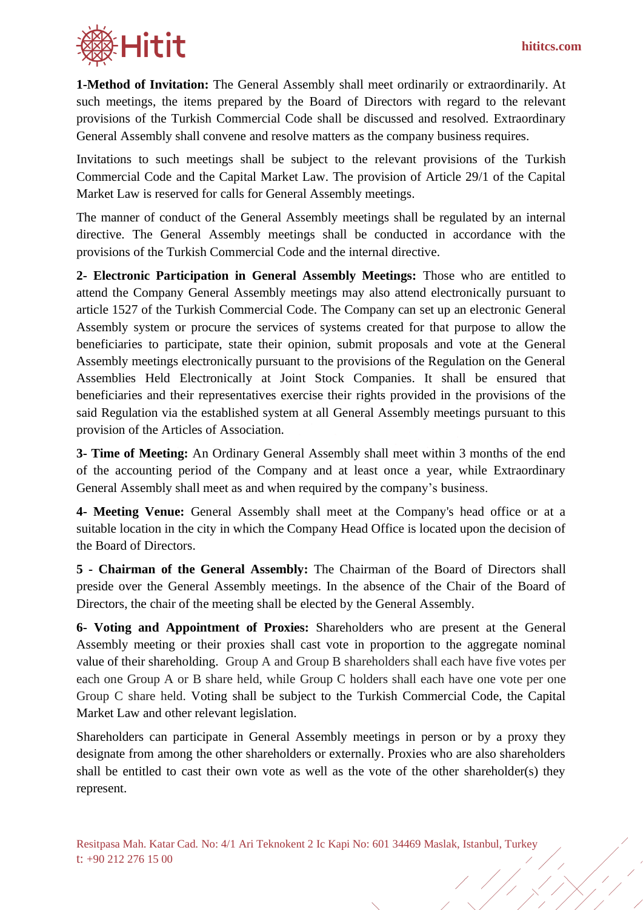**1-Method of Invitation:** The General Assembly shall meet ordinarily or extraordinarily. At such meetings, the items prepared by the Board of Directors with regard to the relevant provisions of the Turkish Commercial Code shall be discussed and resolved. Extraordinary General Assembly shall convene and resolve matters as the company business requires.

Invitations to such meetings shall be subject to the relevant provisions of the Turkish Commercial Code and the Capital Market Law. The provision of Article 29/1 of the Capital Market Law is reserved for calls for General Assembly meetings.

The manner of conduct of the General Assembly meetings shall be regulated by an internal directive. The General Assembly meetings shall be conducted in accordance with the provisions of the Turkish Commercial Code and the internal directive.

**2- Electronic Participation in General Assembly Meetings:** Those who are entitled to attend the Company General Assembly meetings may also attend electronically pursuant to article 1527 of the Turkish Commercial Code. The Company can set up an electronic General Assembly system or procure the services of systems created for that purpose to allow the beneficiaries to participate, state their opinion, submit proposals and vote at the General Assembly meetings electronically pursuant to the provisions of the Regulation on the General Assemblies Held Electronically at Joint Stock Companies. It shall be ensured that beneficiaries and their representatives exercise their rights provided in the provisions of the said Regulation via the established system at all General Assembly meetings pursuant to this provision of the Articles of Association.

**3- Time of Meeting:** An Ordinary General Assembly shall meet within 3 months of the end of the accounting period of the Company and at least once a year, while Extraordinary General Assembly shall meet as and when required by the company's business.

**4- Meeting Venue:** General Assembly shall meet at the Company's head office or at a suitable location in the city in which the Company Head Office is located upon the decision of the Board of Directors.

**5 - Chairman of the General Assembly:** The Chairman of the Board of Directors shall preside over the General Assembly meetings. In the absence of the Chair of the Board of Directors, the chair of the meeting shall be elected by the General Assembly.

**6- Voting and Appointment of Proxies:** Shareholders who are present at the General Assembly meeting or their proxies shall cast vote in proportion to the aggregate nominal value of their shareholding. Group A and Group B shareholders shall each have five votes per each one Group A or B share held, while Group C holders shall each have one vote per one Group C share held. Voting shall be subject to the Turkish Commercial Code, the Capital Market Law and other relevant legislation.

Shareholders can participate in General Assembly meetings in person or by a proxy they designate from among the other shareholders or externally. Proxies who are also shareholders shall be entitled to cast their own vote as well as the vote of the other shareholder(s) they represent.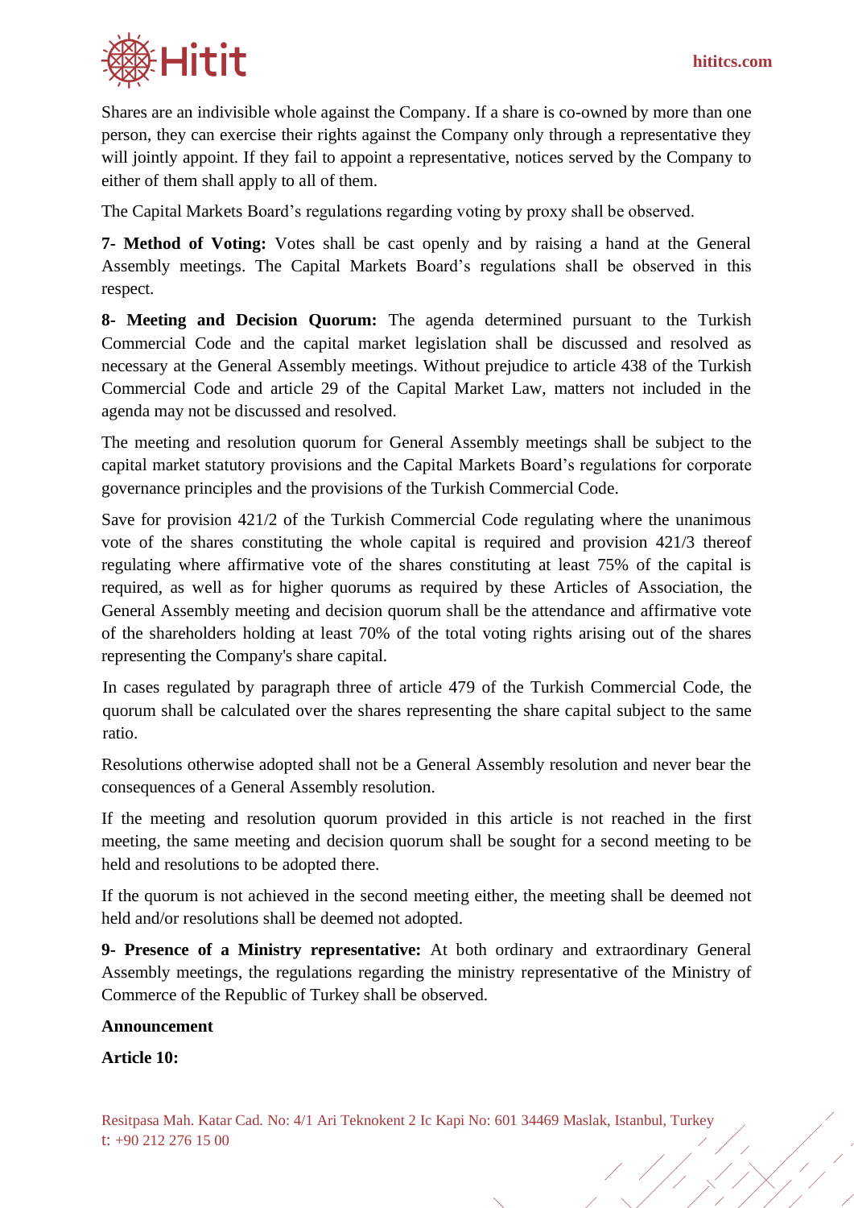Shares are an indivisible whole against the Company. If a share is co-owned by more than one person, they can exercise their rights against the Company only through a representative they will jointly appoint. If they fail to appoint a representative, notices served by the Company to either of them shall apply to all of them.

The Capital Markets Board's regulations regarding voting by proxy shall be observed.

**7- Method of Voting:** Votes shall be cast openly and by raising a hand at the General Assembly meetings. The Capital Markets Board's regulations shall be observed in this respect.

**8- Meeting and Decision Quorum:** The agenda determined pursuant to the Turkish Commercial Code and the capital market legislation shall be discussed and resolved as necessary at the General Assembly meetings. Without prejudice to article 438 of the Turkish Commercial Code and article 29 of the Capital Market Law, matters not included in the agenda may not be discussed and resolved.

The meeting and resolution quorum for General Assembly meetings shall be subject to the capital market statutory provisions and the Capital Markets Board's regulations for corporate governance principles and the provisions of the Turkish Commercial Code.

Save for provision 421/2 of the Turkish Commercial Code regulating where the unanimous vote of the shares constituting the whole capital is required and provision 421/3 thereof regulating where affirmative vote of the shares constituting at least 75% of the capital is required, as well as for higher quorums as required by these Articles of Association, the General Assembly meeting and decision quorum shall be the attendance and affirmative vote of the shareholders holding at least 70% of the total voting rights arising out of the shares representing the Company's share capital.

In cases regulated by paragraph three of article 479 of the Turkish Commercial Code, the quorum shall be calculated over the shares representing the share capital subject to the same ratio.

Resolutions otherwise adopted shall not be a General Assembly resolution and never bear the consequences of a General Assembly resolution.

If the meeting and resolution quorum provided in this article is not reached in the first meeting, the same meeting and decision quorum shall be sought for a second meeting to be held and resolutions to be adopted there.

If the quorum is not achieved in the second meeting either, the meeting shall be deemed not held and/or resolutions shall be deemed not adopted.

**9- Presence of a Ministry representative:** At both ordinary and extraordinary General Assembly meetings, the regulations regarding the ministry representative of the Ministry of Commerce of the Republic of Turkey shall be observed.

**Announcement**

**Article 10:**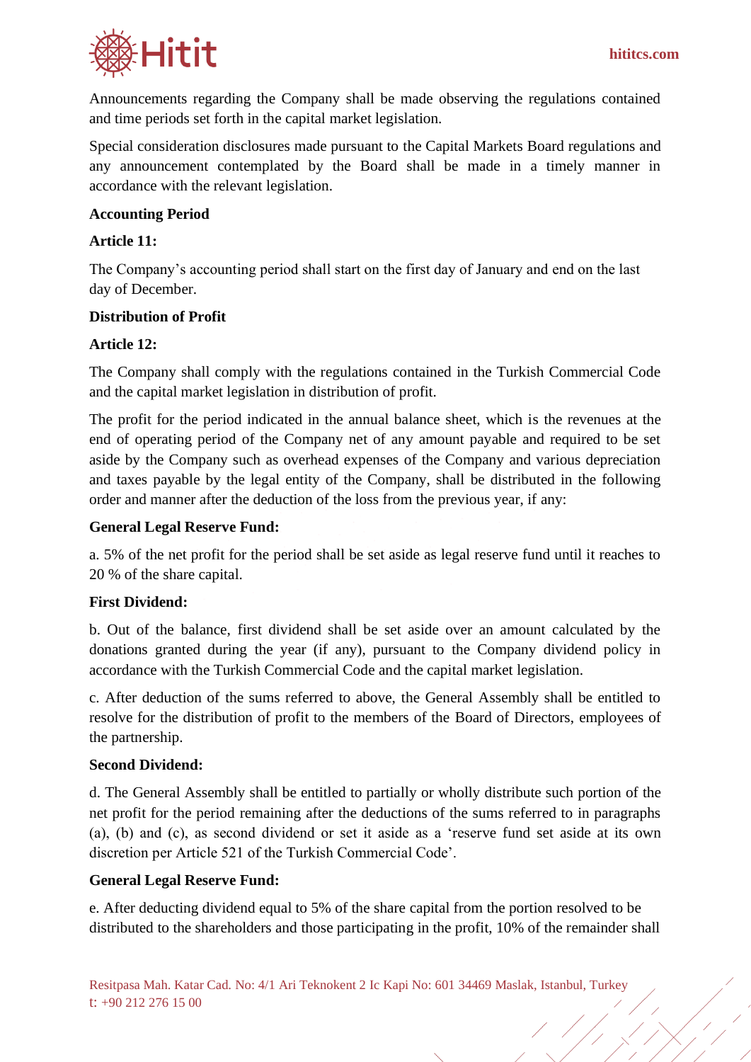Announcements regarding the Company shall be made observing the regulations contained and time periods set forth in the capital market legislation.

Special consideration disclosures made pursuant to the Capital Markets Board regulations and any announcement contemplated by the Board shall be made in a timely manner in accordance with the relevant legislation.

**Accounting Period**

**Article 11:**

The Company's accounting period shall start on the first day of January and end on the last day of December.

**Distribution of Profit**

**Article 12:**

The Company shall comply with the regulations contained in the Turkish Commercial Code and the capital market legislation in distribution of profit.

The profit for the period indicated in the annual balance sheet, which is the revenues at the end of operating period of the Company net of any amount payable and required to be set aside by the Company such as overhead expenses of the Company and various depreciation and taxes payable by the legal entity of the Company, shall be distributed in the following order and manner after the deduction of the loss from the previous year, if any:

**General Legal Reserve Fund:**

a. 5% of the net profit for the period shall be set aside as legal reserve fund until it reaches to 20 % of the share capital.

**First Dividend:**

b. Out of the balance, first dividend shall be set aside over an amount calculated by the donations granted during the year (if any), pursuant to the Company dividend policy in accordance with the Turkish Commercial Code and the capital market legislation.

c. After deduction of the sums referred to above, the General Assembly shall be entitled to resolve for the distribution of profit to the members of the Board of Directors, employees of the partnership.

**Second Dividend:**

d. The General Assembly shall be entitled to partially or wholly distribute such portion of the net profit for the period remaining after the deductions of the sums referred to in paragraphs (a), (b) and (c), as second dividend or set it aside as a 'reserve fund set aside at its own discretion per Article 521 of the Turkish Commercial Code'.

**General Legal Reserve Fund:**

e. After deducting dividend equal to 5% of the share capital from the portion resolved to be distributed to the shareholders and those participating in the profit, 10% of the remainder shall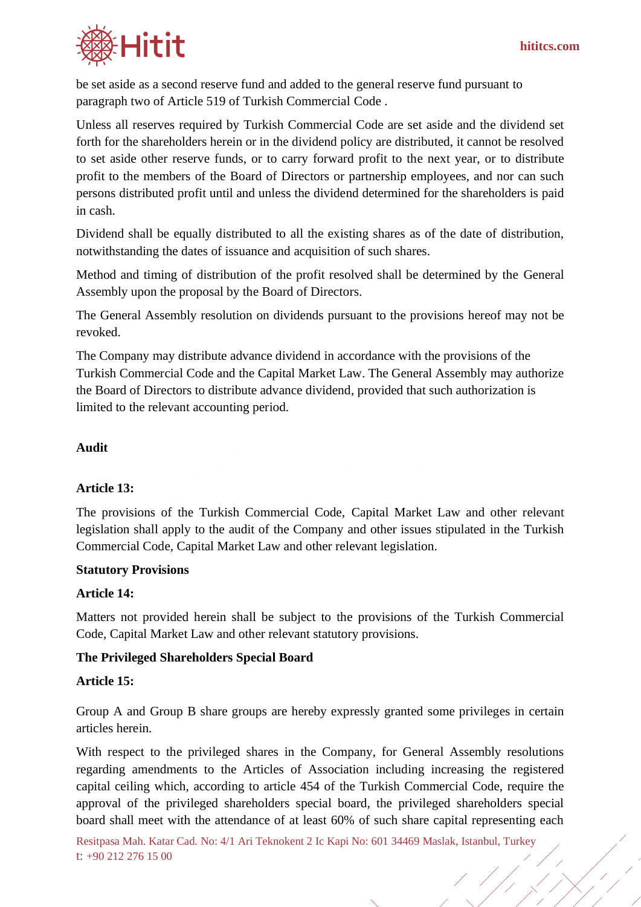be set aside as a second reserve fund and added to the general reserve fund pursuant to paragraph two of Article 519 of Turkish Commercial Code .

Unless all reserves required by Turkish Commercial Code are set aside and the dividend set forth for the shareholders herein or in the dividend policy are distributed, it cannot be resolved to set aside other reserve funds, or to carry forward profit to the next year, or to distribute profit to the members of the Board of Directors or partnership employees, and nor can such persons distributed profit until and unless the dividend determined for the shareholders is paid in cash.

Dividend shall be equally distributed to all the existing shares as of the date of distribution, notwithstanding the dates of issuance and acquisition of such shares.

Method and timing of distribution of the profit resolved shall be determined by the General Assembly upon the proposal by the Board of Directors.

The General Assembly resolution on dividends pursuant to the provisions hereof may not be revoked.

The Company may distribute advance dividend in accordance with the provisions of the Turkish Commercial Code and the Capital Market Law. The General Assembly may authorize the Board of Directors to distribute advance dividend, provided that such authorization is limited to the relevant accounting period.

**Audit**

**Article 13:**

The provisions of the Turkish Commercial Code, Capital Market Law and other relevant legislation shall apply to the audit of the Company and other issues stipulated in the Turkish Commercial Code, Capital Market Law and other relevant legislation.

**Statutory Provisions**

**Article 14:**

Matters not provided herein shall be subject to the provisions of the Turkish Commercial Code, Capital Market Law and other relevant statutory provisions.

**The Privileged Shareholders Special Board**

**Article 15:**

Group A and Group B share groups are hereby expressly granted some privileges in certain articles herein.

With respect to the privileged shares in the Company, for General Assembly resolutions regarding amendments to the Articles of Association including increasing the registered capital ceiling which, according to article 454 of the Turkish Commercial Code, require the approval of the privileged shareholders special board, the privileged shareholders special board shall meet with the attendance of at least 60% of such share capital representing each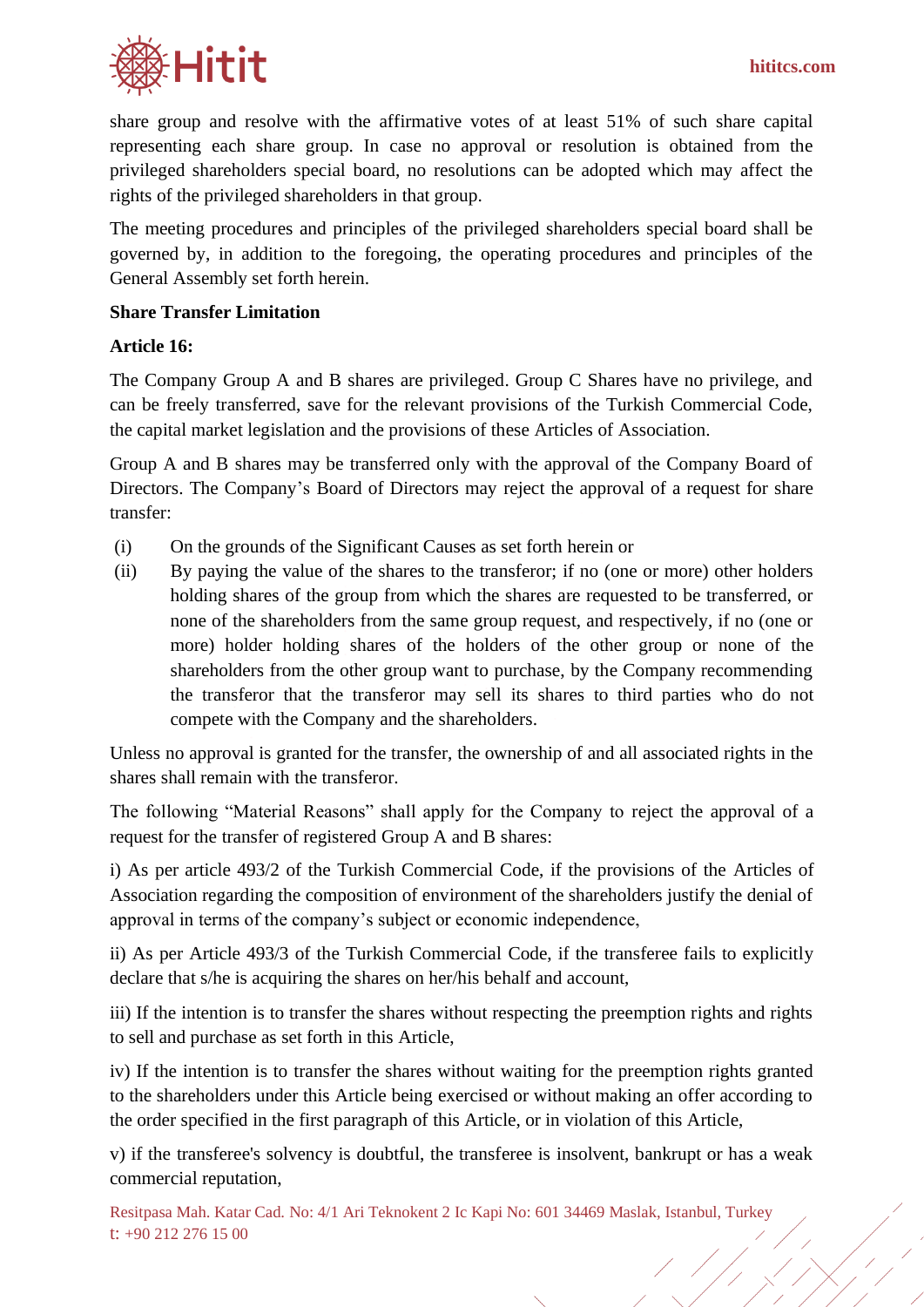share group and resolve with the affirmative votes of at least 51% of such share capital representing each share group. In case no approval or resolution is obtained from the privileged shareholders special board, no resolutions can be adopted which may affect the rights of the privileged shareholders in that group.

The meeting procedures and principles of the privileged shareholders special board shall be governed by, in addition to the foregoing, the operating procedures and principles of the General Assembly set forth herein.

**Share Transfer Limitation**

**Article 16:**

The Company Group A and B shares are privileged. Group C Shares have no privilege, and can be freely transferred, save for the relevant provisions of the Turkish Commercial Code, the capital market legislation and the provisions of these Articles of Association.

Group A and B shares may be transferred only with the approval of the Company Board of Directors. The Company's Board of Directors may reject the approval of a request for share transfer:

(i) On the grounds of the Significant Causes as set forth herein or

(ii) By paying the value of the shares to the transferor; if no (one or more) other holders holding shares of the group from which the shares are requested to be transferred, or none of the shareholders from the same group request, and respectively, if no (one or more) holder holding shares of the holders of the other group or none of the shareholders from the other group want to purchase, by the Company recommending the transferor that the transferor may sell its shares to third parties who do not compete with the Company and the shareholders.

Unless no approval is granted for the transfer, the ownership of and all associated rights in the shares shall remain with the transferor.

The following "Material Reasons" shall apply for the Company to reject the approval of a request for the transfer of registered Group A and B shares:

i) As per article 493/2 of the Turkish Commercial Code, if the provisions of the Articles of Association regarding the composition of environment of the shareholders justify the denial of approval in terms of the company's subject or economic independence,

ii) As per Article 493/3 of the Turkish Commercial Code, if the transferee fails to explicitly declare that s/he is acquiring the shares on her/his behalf and account,

iii) If the intention is to transfer the shares without respecting the preemption rights and rights to sell and purchase as set forth in this Article,

iv) If the intention is to transfer the shares without waiting for the preemption rights granted to the shareholders under this Article being exercised or without making an offer according to the order specified in the first paragraph of this Article, or in violation of this Article,

v) if the transferee's solvency is doubtful, the transferee is insolvent, bankrupt or has a weak commercial reputation,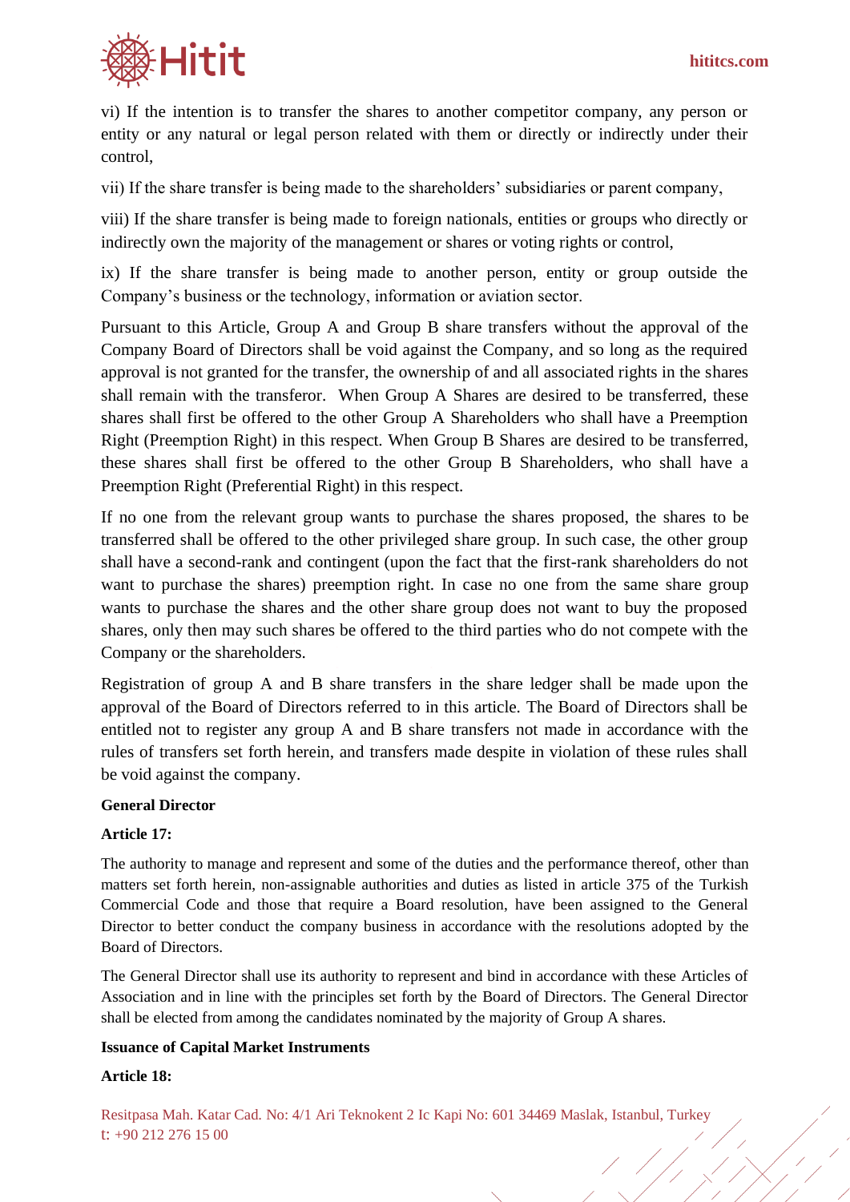vi) If the intention is to transfer the shares to another competitor company, any person or entity or any natural or legal person related with them or directly or indirectly under their control,

vii) If the share transfer is being made to the shareholders' subsidiaries or parent company,

viii) If the share transfer is being made to foreign nationals, entities or groups who directly or indirectly own the majority of the management or shares or voting rights or control,

ix) If the share transfer is being made to another person, entity or group outside the Company's business or the technology, information or aviation sector.

Pursuant to this Article, Group A and Group B share transfers without the approval of the Company Board of Directors shall be void against the Company, and so long as the required approval is not granted for the transfer, the ownership of and all associated rights in the shares shall remain with the transferor. When Group A Shares are desired to be transferred, these shares shall first be offered to the other Group A Shareholders who shall have a Preemption Right (Preemption Right) in this respect. When Group B Shares are desired to be transferred, these shares shall first be offered to the other Group B Shareholders, who shall have a Preemption Right (Preferential Right) in this respect.

If no one from the relevant group wants to purchase the shares proposed, the shares to be transferred shall be offered to the other privileged share group. In such case, the other group shall have a second-rank and contingent (upon the fact that the first-rank shareholders do not want to purchase the shares) preemption right. In case no one from the same share group wants to purchase the shares and the other share group does not want to buy the proposed shares, only then may such shares be offered to the third parties who do not compete with the Company or the shareholders.

Registration of group A and B share transfers in the share ledger shall be made upon the approval of the Board of Directors referred to in this article. The Board of Directors shall be entitled not to register any group A and B share transfers not made in accordance with the rules of transfers set forth herein, and transfers made despite in violation of these rules shall be void against the company.

**General Director**

**Article 17:**

The authority to manage and represent and some of the duties and the performance thereof, other than matters set forth herein, non-assignable authorities and duties as listed in article 375 of the Turkish Commercial Code and those that require a Board resolution, have been assigned to the General Director to better conduct the company business in accordance with the resolutions adopted by the Board of Directors.

The General Director shall use its authority to represent and bind in accordance with these Articles of Association and in line with the principles set forth by the Board of Directors. The General Director shall be elected from among the candidates nominated by the majority of Group A shares.

**Issuance of Capital Market Instruments**

**Article 18:**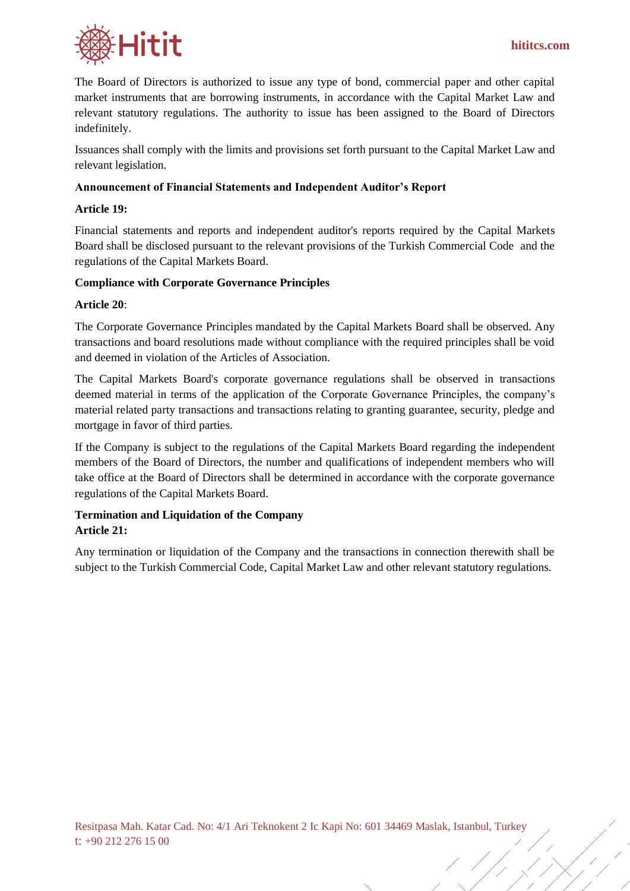The Board of Directors is authorized to issue any type of bond, commercial paper and other capital market instruments that are borrowing instruments, in accordance with the Capital Market Law and relevant statutory regulations. The authority to issue has been assigned to the Board of Directors indefinitely.

Issuances shall comply with the limits and provisions set forth pursuant to the Capital Market Law and relevant legislation.

**Announcement of Financial Statements and Independent Auditor's Report**

**Article 19:**

Financial statements and reports and independent auditor's reports required by the Capital Markets Board shall be disclosed pursuant to the relevant provisions of the Turkish Commercial Code and the regulations of the Capital Markets Board.

**Compliance with Corporate Governance Principles**

**Article 20**:

The Corporate Governance Principles mandated by the Capital Markets Board shall be observed. Any transactions and board resolutions made without compliance with the required principles shall be void and deemed in violation of the Articles of Association.

The Capital Markets Board's corporate governance regulations shall be observed in transactions deemed material in terms of the application of the Corporate Governance Principles, the company's material related party transactions and transactions relating to granting guarantee, security, pledge and mortgage in favor of third parties.

If the Company is subject to the regulations of the Capital Markets Board regarding the independent members of the Board of Directors, the number and qualifications of independent members who will take office at the Board of Directors shall be determined in accordance with the corporate governance regulations of the Capital Markets Board.

**Termination and Liquidation of the Company**
**Article 21:**

Any termination or liquidation of the Company and the transactions in connection therewith shall be subject to the Turkish Commercial Code, Capital Market Law and other relevant statutory regulations.